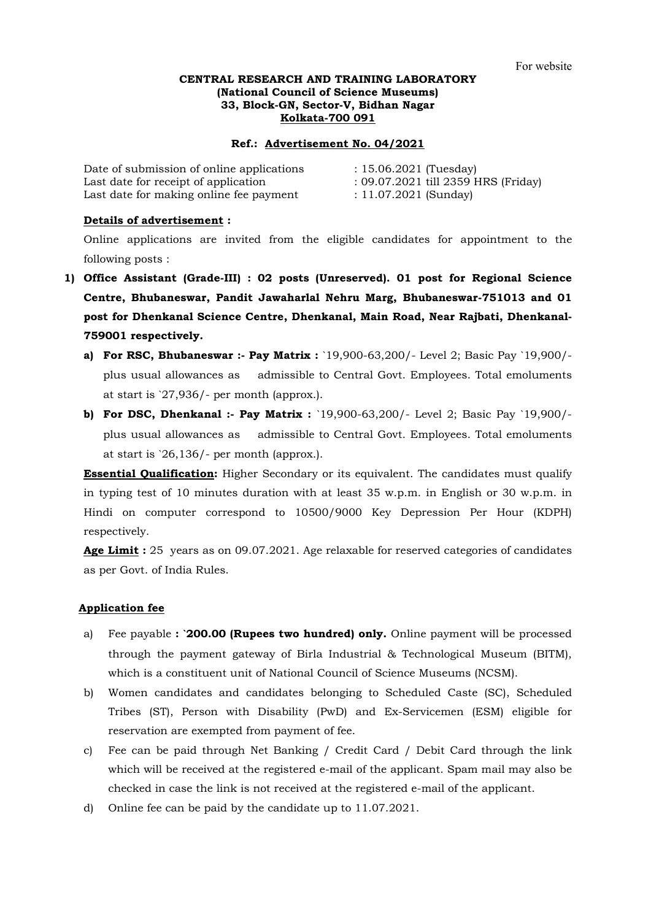For website

**CENTRAL RESEARCH AND TRAINING LABORATORY**
**(National Council of Science Museums)**
**33, Block-GN, Sector-V, Bidhan Nagar**
**Kolkata-700 091**

**Ref.: Advertisement No. 04/2021**

| | |
|---|---|
| Date of submission of online applications | : 15.06.2021 (Tuesday) |
| Last date for receipt of application | : 09.07.2021 till 2359 HRS (Friday) |
| Last date for making online fee payment | : 11.07.2021 (Sunday) |

**Details of advertisement :**

Online applications are invited from the eligible candidates for appointment to the following posts :

1) **Office Assistant (Grade-III) : 02 posts (Unreserved). 01 post for Regional Science Centre, Bhubaneswar, Pandit Jawaharlal Nehru Marg, Bhubaneswar-751013 and 01 post for Dhenkanal Science Centre, Dhenkanal, Main Road, Near Rajbati, Dhenkanal-759001 respectively.**

   a) **For RSC, Bhubaneswar :- Pay Matrix :** `19,900-63,200/- Level 2; Basic Pay `19,900/- plus usual allowances as admissible to Central Govt. Employees. Total emoluments at start is `27,936/- per month (approx.).

   b) **For DSC, Dhenkanal :- Pay Matrix :** `19,900-63,200/- Level 2; Basic Pay `19,900/- plus usual allowances as admissible to Central Govt. Employees. Total emoluments at start is `26,136/- per month (approx.).

**Essential Qualification:** Higher Secondary or its equivalent. The candidates must qualify in typing test of 10 minutes duration with at least 35 w.p.m. in English or 30 w.p.m. in Hindi on computer correspond to 10500/9000 Key Depression Per Hour (KDPH) respectively.

**Age Limit :** 25 years as on 09.07.2021. Age relaxable for reserved categories of candidates as per Govt. of India Rules.

**Application fee**

a) Fee payable **: `200.00 (Rupees two hundred) only.** Online payment will be processed through the payment gateway of Birla Industrial & Technological Museum (BITM), which is a constituent unit of National Council of Science Museums (NCSM).

b) Women candidates and candidates belonging to Scheduled Caste (SC), Scheduled Tribes (ST), Person with Disability (PwD) and Ex-Servicemen (ESM) eligible for reservation are exempted from payment of fee.

c) Fee can be paid through Net Banking / Credit Card / Debit Card through the link which will be received at the registered e-mail of the applicant. Spam mail may also be checked in case the link is not received at the registered e-mail of the applicant.

d) Online fee can be paid by the candidate up to 11.07.2021.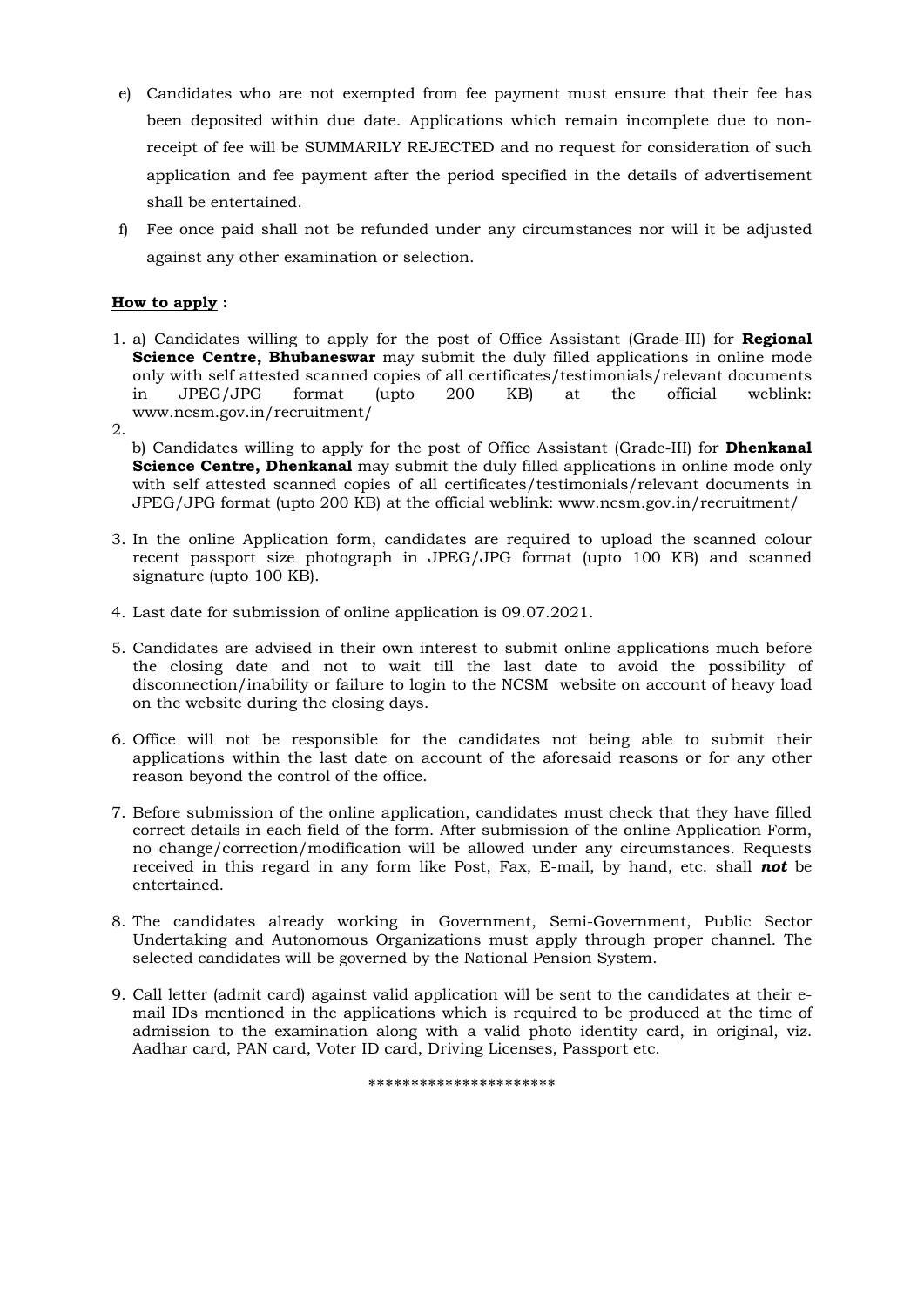e) Candidates who are not exempted from fee payment must ensure that their fee has been deposited within due date. Applications which remain incomplete due to non-receipt of fee will be SUMMARILY REJECTED and no request for consideration of such application and fee payment after the period specified in the details of advertisement shall be entertained.

f) Fee once paid shall not be refunded under any circumstances nor will it be adjusted against any other examination or selection.

**<u>How to apply</u> :**

1. a) Candidates willing to apply for the post of Office Assistant (Grade-III) for **Regional Science Centre, Bhubaneswar** may submit the duly filled applications in online mode only with self attested scanned copies of all certificates/testimonials/relevant documents in JPEG/JPG format (upto 200 KB) at the official weblink: www.ncsm.gov.in/recruitment/

2. b) Candidates willing to apply for the post of Office Assistant (Grade-III) for **Dhenkanal Science Centre, Dhenkanal** may submit the duly filled applications in online mode only with self attested scanned copies of all certificates/testimonials/relevant documents in JPEG/JPG format (upto 200 KB) at the official weblink: www.ncsm.gov.in/recruitment/

3. In the online Application form, candidates are required to upload the scanned colour recent passport size photograph in JPEG/JPG format (upto 100 KB) and scanned signature (upto 100 KB).

4. Last date for submission of online application is 09.07.2021.

5. Candidates are advised in their own interest to submit online applications much before the closing date and not to wait till the last date to avoid the possibility of disconnection/inability or failure to login to the NCSM website on account of heavy load on the website during the closing days.

6. Office will not be responsible for the candidates not being able to submit their applications within the last date on account of the aforesaid reasons or for any other reason beyond the control of the office.

7. Before submission of the online application, candidates must check that they have filled correct details in each field of the form. After submission of the online Application Form, no change/correction/modification will be allowed under any circumstances. Requests received in this regard in any form like Post, Fax, E-mail, by hand, etc. shall ***not*** be entertained.

8. The candidates already working in Government, Semi-Government, Public Sector Undertaking and Autonomous Organizations must apply through proper channel. The selected candidates will be governed by the National Pension System.

9. Call letter (admit card) against valid application will be sent to the candidates at their e-mail IDs mentioned in the applications which is required to be produced at the time of admission to the examination along with a valid photo identity card, in original, viz. Aadhar card, PAN card, Voter ID card, Driving Licenses, Passport etc.

*********************